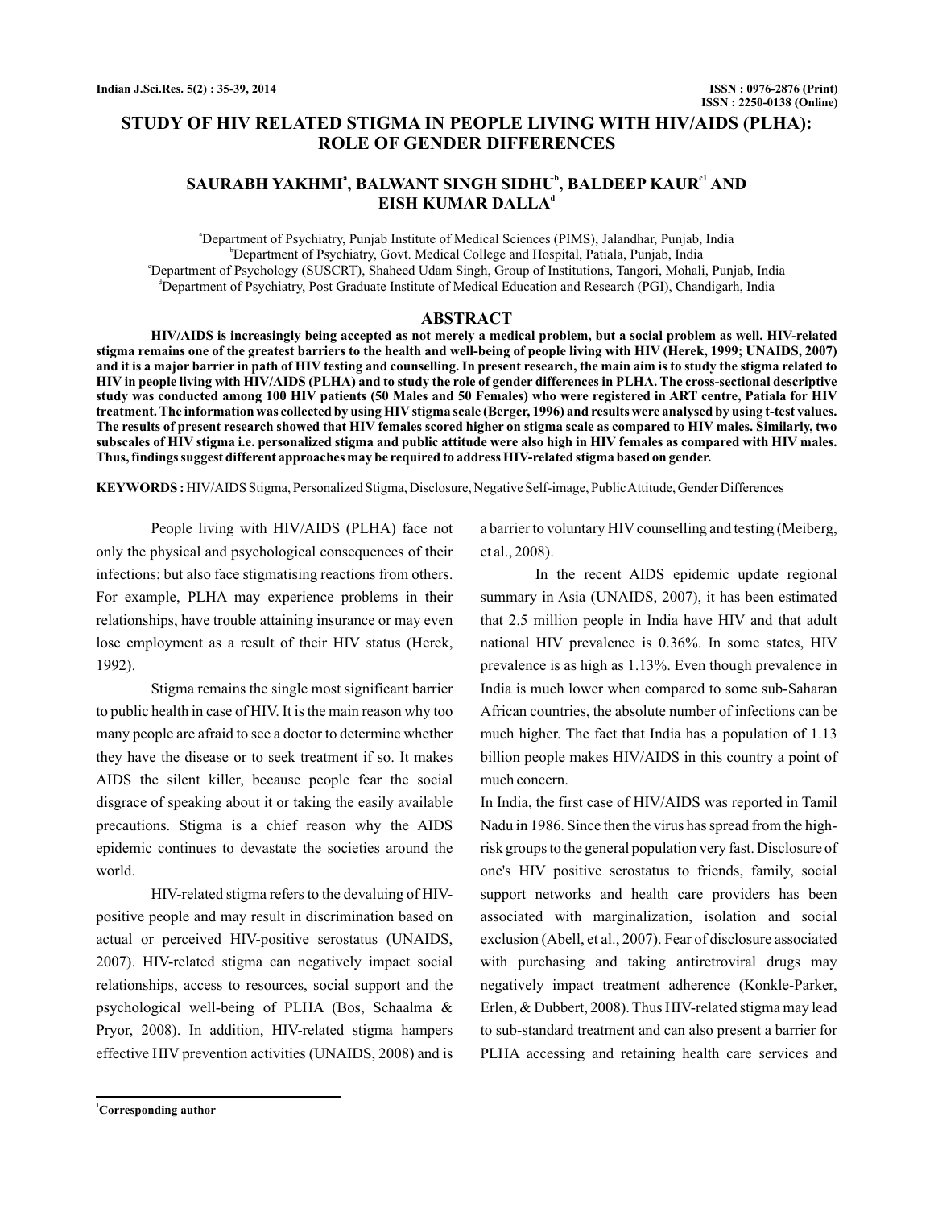# STUDY OF HIV RELATED STIGMA IN PEOPLE LIVING WITH HIV/AIDS (PLHA): ROLE OF GENDER DIFFERENCES

**SAURABH YAKHMI[a], BALWANT SINGH SIDHU[b], BALDEEP KAUR[c1] AND EISH KUMAR DALLA[d]**

[a]Department of Psychiatry, Punjab Institute of Medical Sciences (PIMS), Jalandhar, Punjab, India
[b]Department of Psychiatry, Govt. Medical College and Hospital, Patiala, Punjab, India
[c]Department of Psychology (SUSCRT), Shaheed Udam Singh, Group of Institutions, Tangori, Mohali, Punjab, India
[d]Department of Psychiatry, Post Graduate Institute of Medical Education and Research (PGI), Chandigarh, India

## ABSTRACT

**HIV/AIDS is increasingly being accepted as not merely a medical problem, but a social problem as well. HIV-related stigma remains one of the greatest barriers to the health and well-being of people living with HIV (Herek, 1999; UNAIDS, 2007) and it is a major barrier in path of HIV testing and counselling. In present research, the main aim is to study the stigma related to HIV in people living with HIV/AIDS (PLHA) and to study the role of gender differences in PLHA. The cross-sectional descriptive study was conducted among 100 HIV patients (50 Males and 50 Females) who were registered in ART centre, Patiala for HIV treatment. The information was collected by using HIV stigma scale (Berger, 1996) and results were analysed by using t-test values. The results of present research showed that HIV females scored higher on stigma scale as compared to HIV males. Similarly, two subscales of HIV stigma i.e. personalized stigma and public attitude were also high in HIV females as compared with HIV males. Thus, findings suggest different approaches may be required to address HIV-related stigma based on gender.**

**KEYWORDS :** HIV/AIDS Stigma, Personalized Stigma, Disclosure, Negative Self-image, Public Attitude, Gender Differences

People living with HIV/AIDS (PLHA) face not only the physical and psychological consequences of their infections; but also face stigmatising reactions from others. For example, PLHA may experience problems in their relationships, have trouble attaining insurance or may even lose employment as a result of their HIV status (Herek, 1992).

Stigma remains the single most significant barrier to public health in case of HIV. It is the main reason why too many people are afraid to see a doctor to determine whether they have the disease or to seek treatment if so. It makes AIDS the silent killer, because people fear the social disgrace of speaking about it or taking the easily available precautions. Stigma is a chief reason why the AIDS epidemic continues to devastate the societies around the world.

HIV-related stigma refers to the devaluing of HIV-positive people and may result in discrimination based on actual or perceived HIV-positive serostatus (UNAIDS, 2007). HIV-related stigma can negatively impact social relationships, access to resources, social support and the psychological well-being of PLHA (Bos, Schaalma & Pryor, 2008). In addition, HIV-related stigma hampers effective HIV prevention activities (UNAIDS, 2008) and is a barrier to voluntary HIV counselling and testing (Meiberg, et al., 2008).

In the recent AIDS epidemic update regional summary in Asia (UNAIDS, 2007), it has been estimated that 2.5 million people in India have HIV and that adult national HIV prevalence is 0.36%. In some states, HIV prevalence is as high as 1.13%. Even though prevalence in India is much lower when compared to some sub-Saharan African countries, the absolute number of infections can be much higher. The fact that India has a population of 1.13 billion people makes HIV/AIDS in this country a point of much concern.

In India, the first case of HIV/AIDS was reported in Tamil Nadu in 1986. Since then the virus has spread from the high-risk groups to the general population very fast. Disclosure of one's HIV positive serostatus to friends, family, social support networks and health care providers has been associated with marginalization, isolation and social exclusion (Abell, et al., 2007). Fear of disclosure associated with purchasing and taking antiretroviral drugs may negatively impact treatment adherence (Konkle-Parker, Erlen, & Dubbert, 2008). Thus HIV-related stigma may lead to sub-standard treatment and can also present a barrier for PLHA accessing and retaining health care services and

[1]Corresponding author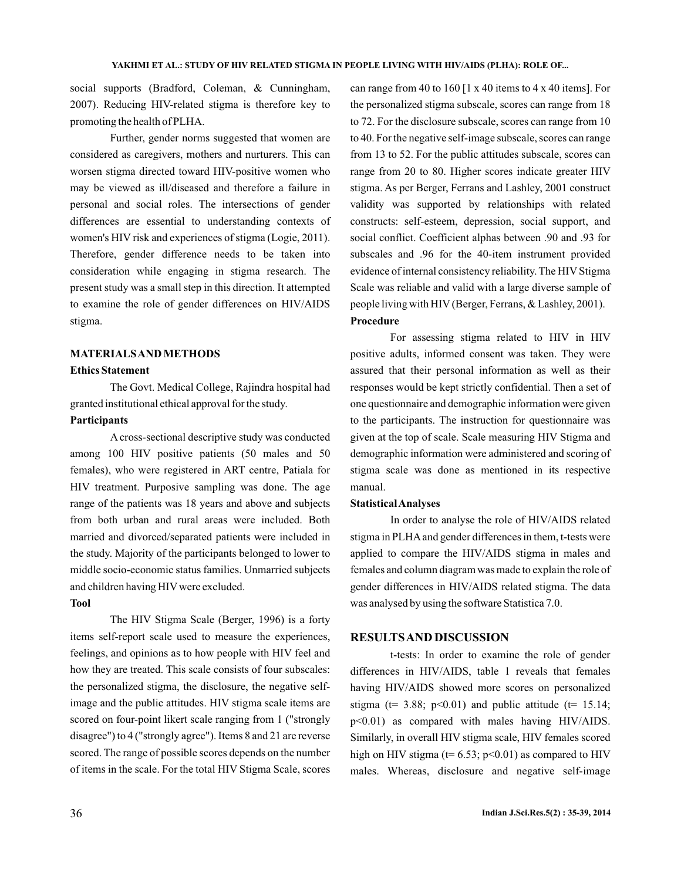social supports (Bradford, Coleman, & Cunningham, 2007). Reducing HIV-related stigma is therefore key to promoting the health of PLHA.

Further, gender norms suggested that women are considered as caregivers, mothers and nurturers. This can worsen stigma directed toward HIV-positive women who may be viewed as ill/diseased and therefore a failure in personal and social roles. The intersections of gender differences are essential to understanding contexts of women's HIV risk and experiences of stigma (Logie, 2011). Therefore, gender difference needs to be taken into consideration while engaging in stigma research. The present study was a small step in this direction. It attempted to examine the role of gender differences on HIV/AIDS stigma.

## MATERIALS AND METHODS

### Ethics Statement

The Govt. Medical College, Rajindra hospital had granted institutional ethical approval for the study.

### Participants

A cross-sectional descriptive study was conducted among 100 HIV positive patients (50 males and 50 females), who were registered in ART centre, Patiala for HIV treatment. Purposive sampling was done. The age range of the patients was 18 years and above and subjects from both urban and rural areas were included. Both married and divorced/separated patients were included in the study. Majority of the participants belonged to lower to middle socio-economic status families. Unmarried subjects and children having HIV were excluded.

### Tool

The HIV Stigma Scale (Berger, 1996) is a forty items self-report scale used to measure the experiences, feelings, and opinions as to how people with HIV feel and how they are treated. This scale consists of four subscales: the personalized stigma, the disclosure, the negative self-image and the public attitudes. HIV stigma scale items are scored on four-point likert scale ranging from 1 ("strongly disagree") to 4 ("strongly agree"). Items 8 and 21 are reverse scored. The range of possible scores depends on the number of items in the scale. For the total HIV Stigma Scale, scores can range from 40 to 160 [1 x 40 items to 4 x 40 items]. For the personalized stigma subscale, scores can range from 18 to 72. For the disclosure subscale, scores can range from 10 to 40. For the negative self-image subscale, scores can range from 13 to 52. For the public attitudes subscale, scores can range from 20 to 80. Higher scores indicate greater HIV stigma. As per Berger, Ferrans and Lashley, 2001 construct validity was supported by relationships with related constructs: self-esteem, depression, social support, and social conflict. Coefficient alphas between .90 and .93 for subscales and .96 for the 40-item instrument provided evidence of internal consistency reliability. The HIV Stigma Scale was reliable and valid with a large diverse sample of people living with HIV (Berger, Ferrans, & Lashley, 2001).

### Procedure

For assessing stigma related to HIV in HIV positive adults, informed consent was taken. They were assured that their personal information as well as their responses would be kept strictly confidential. Then a set of one questionnaire and demographic information were given to the participants. The instruction for questionnaire was given at the top of scale. Scale measuring HIV Stigma and demographic information were administered and scoring of stigma scale was done as mentioned in its respective manual.

### Statistical Analyses

In order to analyse the role of HIV/AIDS related stigma in PLHA and gender differences in them, t-tests were applied to compare the HIV/AIDS stigma in males and females and column diagram was made to explain the role of gender differences in HIV/AIDS related stigma. The data was analysed by using the software Statistica 7.0.

## RESULTS AND DISCUSSION

t-tests: In order to examine the role of gender differences in HIV/AIDS, table 1 reveals that females having HIV/AIDS showed more scores on personalized stigma ($t = 3.88$; $p<0.01$) and public attitude ($t = 15.14$; $p<0.01$) as compared with males having HIV/AIDS. Similarly, in overall HIV stigma scale, HIV females scored high on HIV stigma ($t = 6.53$; $p<0.01$) as compared to HIV males. Whereas, disclosure and negative self-image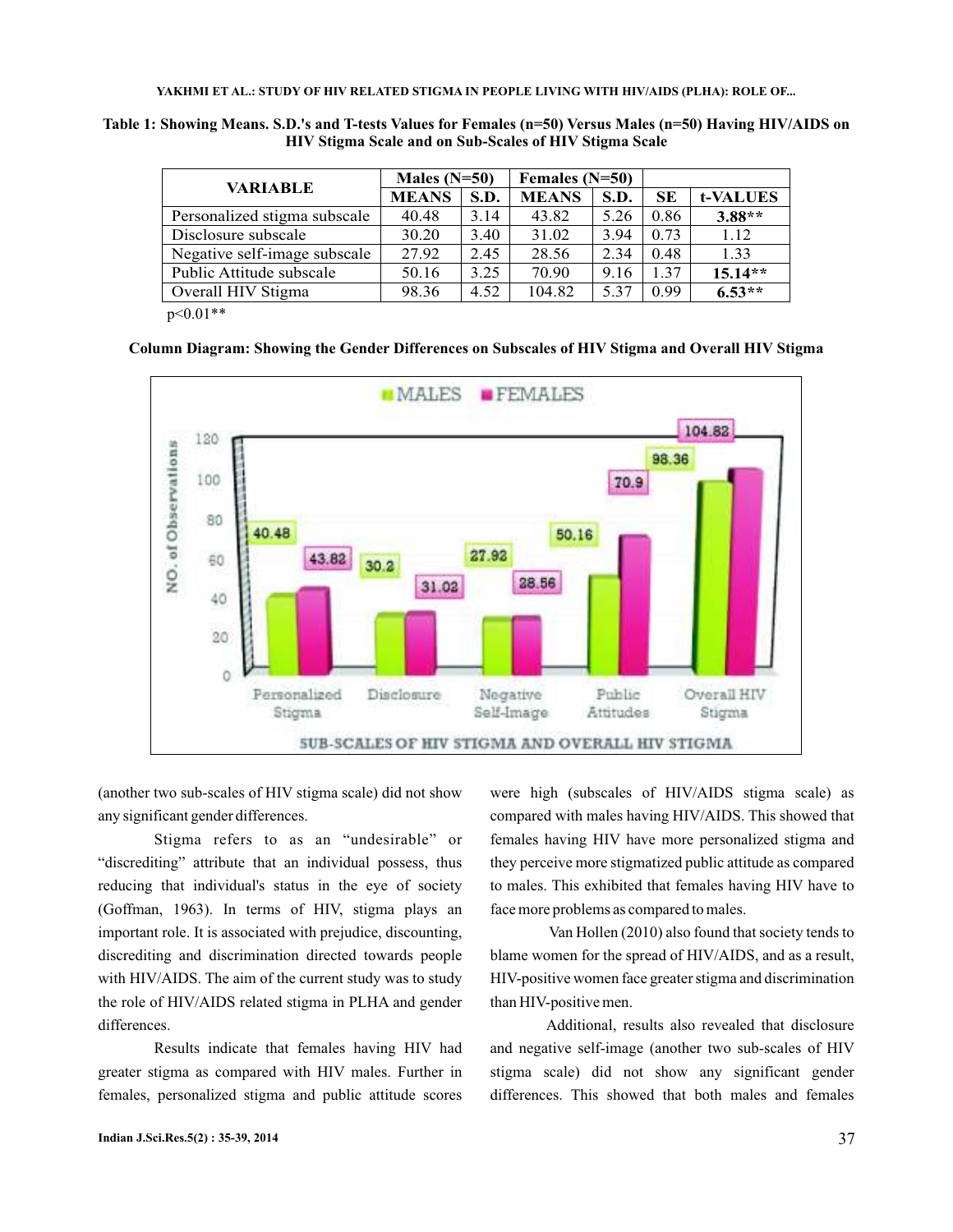**Table 1: Showing Means. S.D.'s and T-tests Values for Females (n=50) Versus Males (n=50) Having HIV/AIDS on HIV Stigma Scale and on Sub-Scales of HIV Stigma Scale**

| VARIABLE | Males (N=50) | | Females (N=50) | | | |
|---|---|---|---|---|---|---|
| | MEANS | S.D. | MEANS | S.D. | SE | t-VALUES |
| Personalized stigma subscale | 40.48 | 3.14 | 43.82 | 5.26 | 0.86 | **3.88**** |
| Disclosure subscale | 30.20 | 3.40 | 31.02 | 3.94 | 0.73 | 1.12 |
| Negative self-image subscale | 27.92 | 2.45 | 28.56 | 2.34 | 0.48 | 1.33 |
| Public Attitude subscale | 50.16 | 3.25 | 70.90 | 9.16 | 1.37 | **15.14**** |
| Overall HIV Stigma | 98.36 | 4.52 | 104.82 | 5.37 | 0.99 | **6.53**** |

$p<0.01$**

**Column Diagram: Showing the Gender Differences on Subscales of HIV Stigma and Overall HIV Stigma**

(another two sub-scales of HIV stigma scale) did not show any significant gender differences.

Stigma refers to as an "undesirable" or "discrediting" attribute that an individual possess, thus reducing that individual's status in the eye of society (Goffman, 1963). In terms of HIV, stigma plays an important role. It is associated with prejudice, discounting, discrediting and discrimination directed towards people with HIV/AIDS. The aim of the current study was to study the role of HIV/AIDS related stigma in PLHA and gender differences.

Results indicate that females having HIV had greater stigma as compared with HIV males. Further in females, personalized stigma and public attitude scores were high (subscales of HIV/AIDS stigma scale) as compared with males having HIV/AIDS. This showed that females having HIV have more personalized stigma and they perceive more stigmatized public attitude as compared to males. This exhibited that females having HIV have to face more problems as compared to males.

Van Hollen (2010) also found that society tends to blame women for the spread of HIV/AIDS, and as a result, HIV-positive women face greater stigma and discrimination than HIV-positive men.

Additional, results also revealed that disclosure and negative self-image (another two sub-scales of HIV stigma scale) did not show any significant gender differences. This showed that both males and females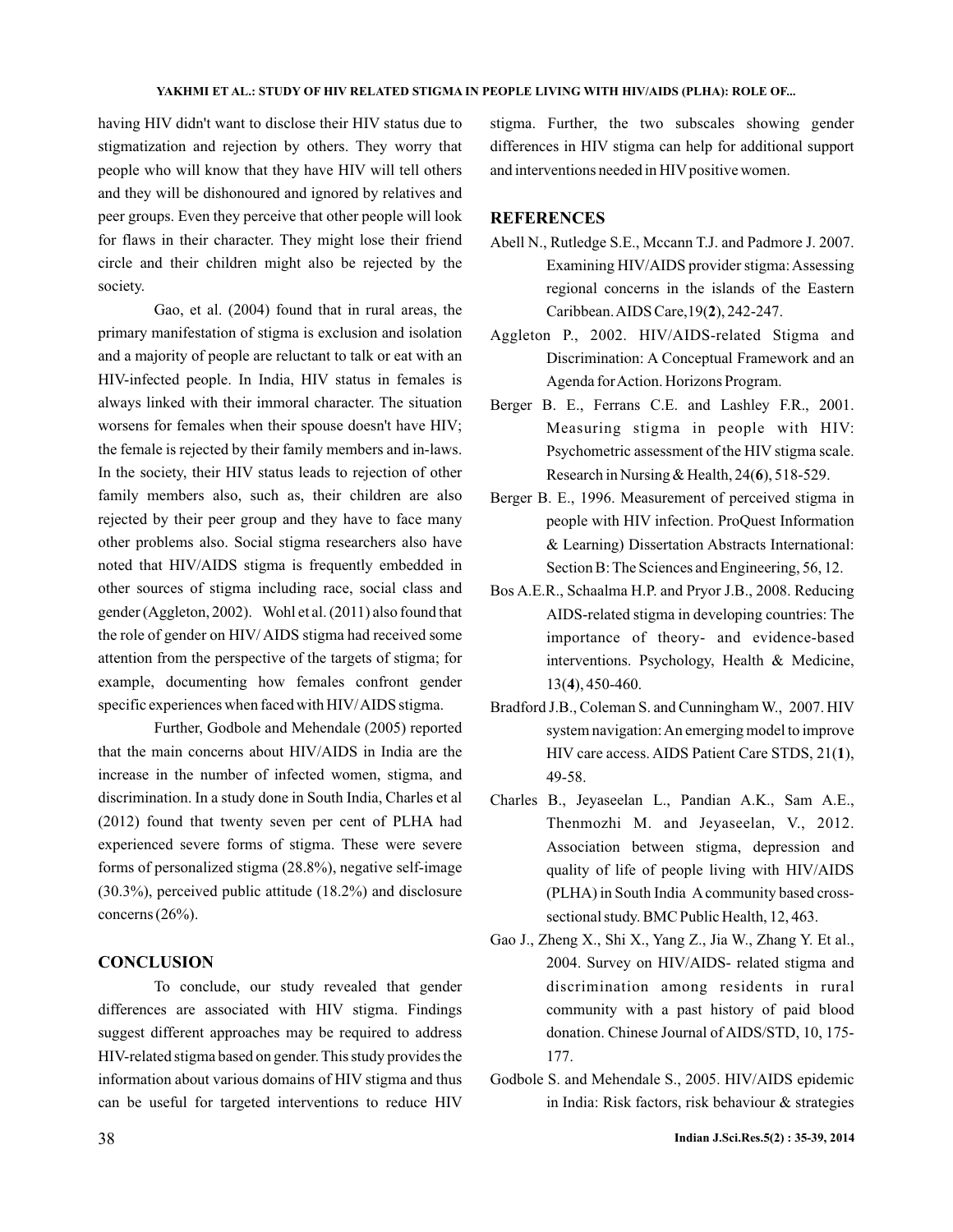having HIV didn't want to disclose their HIV status due to stigmatization and rejection by others. They worry that people who will know that they have HIV will tell others and they will be dishonoured and ignored by relatives and peer groups. Even they perceive that other people will look for flaws in their character. They might lose their friend circle and their children might also be rejected by the society.

Gao, et al. (2004) found that in rural areas, the primary manifestation of stigma is exclusion and isolation and a majority of people are reluctant to talk or eat with an HIV-infected people. In India, HIV status in females is always linked with their immoral character. The situation worsens for females when their spouse doesn't have HIV; the female is rejected by their family members and in-laws. In the society, their HIV status leads to rejection of other family members also, such as, their children are also rejected by their peer group and they have to face many other problems also. Social stigma researchers also have noted that HIV/AIDS stigma is frequently embedded in other sources of stigma including race, social class and gender (Aggleton, 2002). Wohl et al. (2011) also found that the role of gender on HIV/ AIDS stigma had received some attention from the perspective of the targets of stigma; for example, documenting how females confront gender specific experiences when faced with HIV/ AIDS stigma.

Further, Godbole and Mehendale (2005) reported that the main concerns about HIV/AIDS in India are the increase in the number of infected women, stigma, and discrimination. In a study done in South India, Charles et al (2012) found that twenty seven per cent of PLHA had experienced severe forms of stigma. These were severe forms of personalized stigma (28.8%), negative self-image (30.3%), perceived public attitude (18.2%) and disclosure concerns (26%).

## CONCLUSION

To conclude, our study revealed that gender differences are associated with HIV stigma. Findings suggest different approaches may be required to address HIV-related stigma based on gender. This study provides the information about various domains of HIV stigma and thus can be useful for targeted interventions to reduce HIV stigma. Further, the two subscales showing gender differences in HIV stigma can help for additional support and interventions needed in HIV positive women.

## REFERENCES

Abell N., Rutledge S.E., Mccann T.J. and Padmore J. 2007. Examining HIV/AIDS provider stigma: Assessing regional concerns in the islands of the Eastern Caribbean. AIDS Care, 19(**2**), 242-247.

Aggleton P., 2002. HIV/AIDS-related Stigma and Discrimination: A Conceptual Framework and an Agenda for Action. Horizons Program.

Berger B. E., Ferrans C.E. and Lashley F.R., 2001. Measuring stigma in people with HIV: Psychometric assessment of the HIV stigma scale. Research in Nursing & Health, 24(**6**), 518-529.

Berger B. E., 1996. Measurement of perceived stigma in people with HIV infection. ProQuest Information & Learning) Dissertation Abstracts International: Section B: The Sciences and Engineering, 56, 12.

Bos A.E.R., Schaalma H.P. and Pryor J.B., 2008. Reducing AIDS-related stigma in developing countries: The importance of theory- and evidence-based interventions. Psychology, Health & Medicine, 13(**4**), 450-460.

Bradford J.B., Coleman S. and Cunningham W., 2007. HIV system navigation: An emerging model to improve HIV care access. AIDS Patient Care STDS, 21(**1**), 49-58.

Charles B., Jeyaseelan L., Pandian A.K., Sam A.E., Thenmozhi M. and Jeyaseelan, V., 2012. Association between stigma, depression and quality of life of people living with HIV/AIDS (PLHA) in South India A community based cross-sectional study. BMC Public Health, 12, 463.

Gao J., Zheng X., Shi X., Yang Z., Jia W., Zhang Y. Et al., 2004. Survey on HIV/AIDS- related stigma and discrimination among residents in rural community with a past history of paid blood donation. Chinese Journal of AIDS/STD, 10, 175-177.

Godbole S. and Mehendale S., 2005. HIV/AIDS epidemic in India: Risk factors, risk behaviour & strategies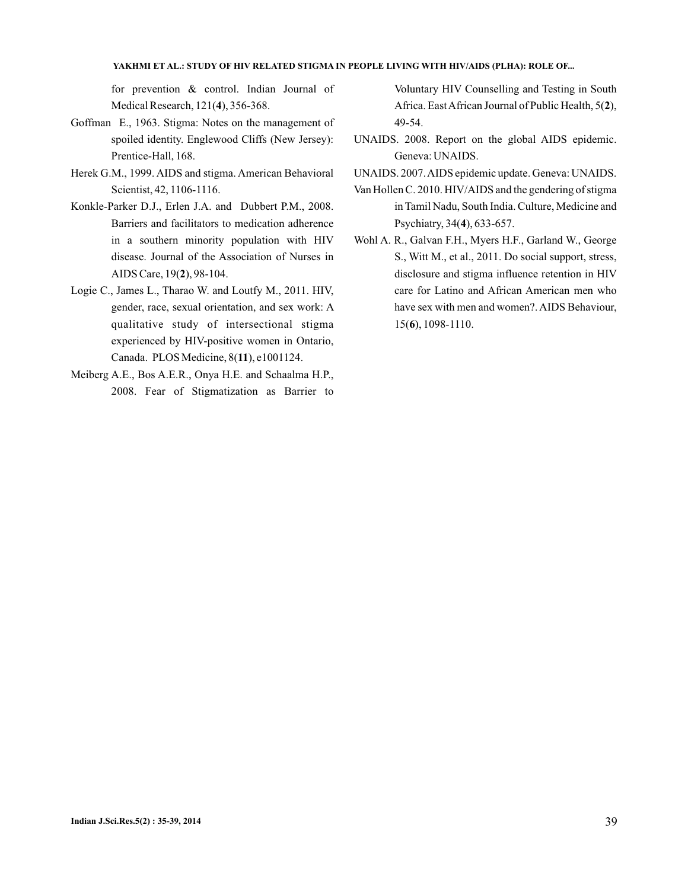for prevention & control. Indian Journal of Medical Research, 121(**4**), 356-368.

Goffman E., 1963. Stigma: Notes on the management of spoiled identity. Englewood Cliffs (New Jersey): Prentice-Hall, 168.

Herek G.M., 1999. AIDS and stigma. American Behavioral Scientist, 42, 1106-1116.

Konkle-Parker D.J., Erlen J.A. and Dubbert P.M., 2008. Barriers and facilitators to medication adherence in a southern minority population with HIV disease. Journal of the Association of Nurses in AIDS Care, 19(**2**), 98-104.

Logie C., James L., Tharao W. and Loutfy M., 2011. HIV, gender, race, sexual orientation, and sex work: A qualitative study of intersectional stigma experienced by HIV-positive women in Ontario, Canada. PLOS Medicine, 8(**11**), e1001124.

Meiberg A.E., Bos A.E.R., Onya H.E. and Schaalma H.P., 2008. Fear of Stigmatization as Barrier to Voluntary HIV Counselling and Testing in South Africa. East African Journal of Public Health, 5(**2**), 49-54.

UNAIDS. 2008. Report on the global AIDS epidemic. Geneva: UNAIDS.

UNAIDS. 2007. AIDS epidemic update. Geneva: UNAIDS.

Van Hollen C. 2010. HIV/AIDS and the gendering of stigma in Tamil Nadu, South India. Culture, Medicine and Psychiatry, 34(**4**), 633-657.

Wohl A. R., Galvan F.H., Myers H.F., Garland W., George S., Witt M., et al., 2011. Do social support, stress, disclosure and stigma influence retention in HIV care for Latino and African American men who have sex with men and women?. AIDS Behaviour, 15(**6**), 1098-1110.